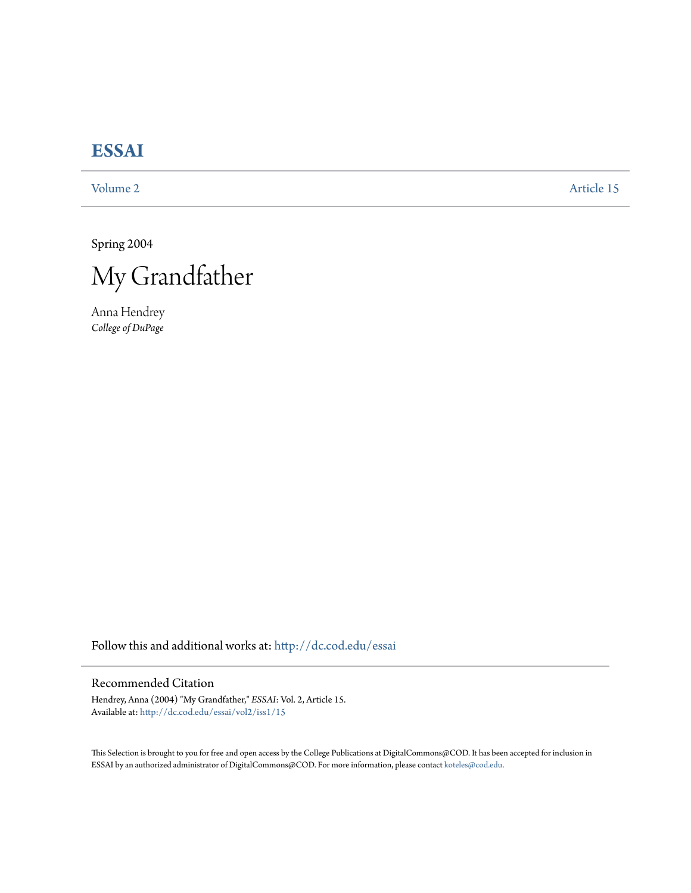# ESSAI

Volume 2 | Article 15

Spring 2004

# My Grandfather

Anna Hendrey
*College of DuPage*

Follow this and additional works at: http://dc.cod.edu/essai

## Recommended Citation

Hendrey, Anna (2004) "My Grandfather," *ESSAI*: Vol. 2, Article 15.
Available at: http://dc.cod.edu/essai/vol2/iss1/15

This Selection is brought to you for free and open access by the College Publications at DigitalCommons@COD. It has been accepted for inclusion in ESSAI by an authorized administrator of DigitalCommons@COD. For more information, please contact koteles@cod.edu.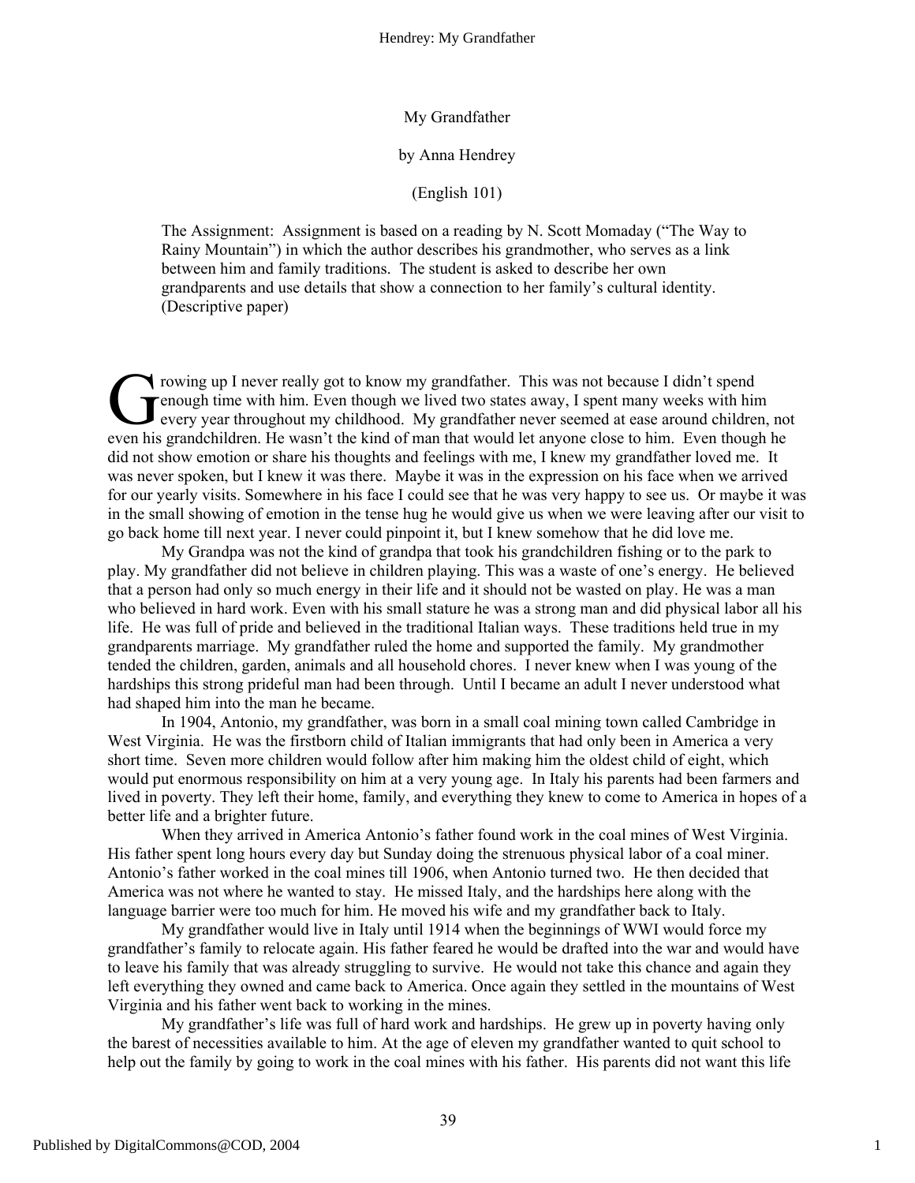My Grandfather

by Anna Hendrey

(English 101)

The Assignment: Assignment is based on a reading by N. Scott Momaday ("The Way to Rainy Mountain") in which the author describes his grandmother, who serves as a link between him and family traditions. The student is asked to describe her own grandparents and use details that show a connection to her family's cultural identity. (Descriptive paper)

Growing up I never really got to know my grandfather. This was not because I didn't spend enough time with him. Even though we lived two states away, I spent many weeks with him every year throughout my childhood. My grandfather never seemed at ease around children, not even his grandchildren. He wasn't the kind of man that would let anyone close to him. Even though he did not show emotion or share his thoughts and feelings with me, I knew my grandfather loved me. It was never spoken, but I knew it was there. Maybe it was in the expression on his face when we arrived for our yearly visits. Somewhere in his face I could see that he was very happy to see us. Or maybe it was in the small showing of emotion in the tense hug he would give us when we were leaving after our visit to go back home till next year. I never could pinpoint it, but I knew somehow that he did love me.

My Grandpa was not the kind of grandpa that took his grandchildren fishing or to the park to play. My grandfather did not believe in children playing. This was a waste of one's energy. He believed that a person had only so much energy in their life and it should not be wasted on play. He was a man who believed in hard work. Even with his small stature he was a strong man and did physical labor all his life. He was full of pride and believed in the traditional Italian ways. These traditions held true in my grandparents marriage. My grandfather ruled the home and supported the family. My grandmother tended the children, garden, animals and all household chores. I never knew when I was young of the hardships this strong prideful man had been through. Until I became an adult I never understood what had shaped him into the man he became.

In 1904, Antonio, my grandfather, was born in a small coal mining town called Cambridge in West Virginia. He was the firstborn child of Italian immigrants that had only been in America a very short time. Seven more children would follow after him making him the oldest child of eight, which would put enormous responsibility on him at a very young age. In Italy his parents had been farmers and lived in poverty. They left their home, family, and everything they knew to come to America in hopes of a better life and a brighter future.

When they arrived in America Antonio's father found work in the coal mines of West Virginia. His father spent long hours every day but Sunday doing the strenuous physical labor of a coal miner. Antonio's father worked in the coal mines till 1906, when Antonio turned two. He then decided that America was not where he wanted to stay. He missed Italy, and the hardships here along with the language barrier were too much for him. He moved his wife and my grandfather back to Italy.

My grandfather would live in Italy until 1914 when the beginnings of WWI would force my grandfather's family to relocate again. His father feared he would be drafted into the war and would have to leave his family that was already struggling to survive. He would not take this chance and again they left everything they owned and came back to America. Once again they settled in the mountains of West Virginia and his father went back to working in the mines.

My grandfather's life was full of hard work and hardships. He grew up in poverty having only the barest of necessities available to him. At the age of eleven my grandfather wanted to quit school to help out the family by going to work in the coal mines with his father. His parents did not want this life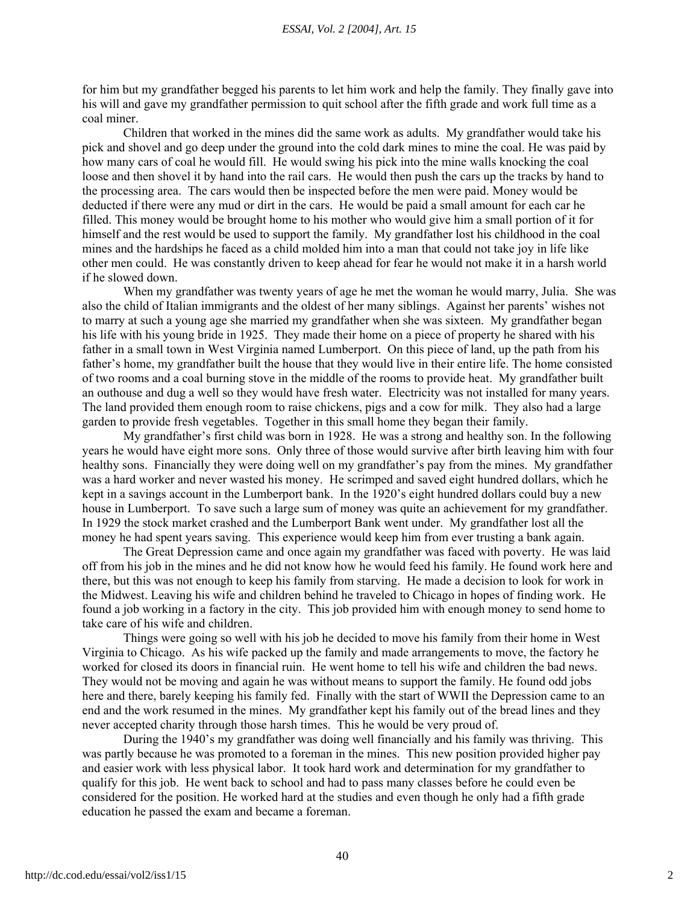for him but my grandfather begged his parents to let him work and help the family. They finally gave into his will and gave my grandfather permission to quit school after the fifth grade and work full time as a coal miner.

Children that worked in the mines did the same work as adults. My grandfather would take his pick and shovel and go deep under the ground into the cold dark mines to mine the coal. He was paid by how many cars of coal he would fill. He would swing his pick into the mine walls knocking the coal loose and then shovel it by hand into the rail cars. He would then push the cars up the tracks by hand to the processing area. The cars would then be inspected before the men were paid. Money would be deducted if there were any mud or dirt in the cars. He would be paid a small amount for each car he filled. This money would be brought home to his mother who would give him a small portion of it for himself and the rest would be used to support the family. My grandfather lost his childhood in the coal mines and the hardships he faced as a child molded him into a man that could not take joy in life like other men could. He was constantly driven to keep ahead for fear he would not make it in a harsh world if he slowed down.

When my grandfather was twenty years of age he met the woman he would marry, Julia. She was also the child of Italian immigrants and the oldest of her many siblings. Against her parents' wishes not to marry at such a young age she married my grandfather when she was sixteen. My grandfather began his life with his young bride in 1925. They made their home on a piece of property he shared with his father in a small town in West Virginia named Lumberport. On this piece of land, up the path from his father's home, my grandfather built the house that they would live in their entire life. The home consisted of two rooms and a coal burning stove in the middle of the rooms to provide heat. My grandfather built an outhouse and dug a well so they would have fresh water. Electricity was not installed for many years. The land provided them enough room to raise chickens, pigs and a cow for milk. They also had a large garden to provide fresh vegetables. Together in this small home they began their family.

My grandfather's first child was born in 1928. He was a strong and healthy son. In the following years he would have eight more sons. Only three of those would survive after birth leaving him with four healthy sons. Financially they were doing well on my grandfather's pay from the mines. My grandfather was a hard worker and never wasted his money. He scrimped and saved eight hundred dollars, which he kept in a savings account in the Lumberport bank. In the 1920's eight hundred dollars could buy a new house in Lumberport. To save such a large sum of money was quite an achievement for my grandfather. In 1929 the stock market crashed and the Lumberport Bank went under. My grandfather lost all the money he had spent years saving. This experience would keep him from ever trusting a bank again.

The Great Depression came and once again my grandfather was faced with poverty. He was laid off from his job in the mines and he did not know how he would feed his family. He found work here and there, but this was not enough to keep his family from starving. He made a decision to look for work in the Midwest. Leaving his wife and children behind he traveled to Chicago in hopes of finding work. He found a job working in a factory in the city. This job provided him with enough money to send home to take care of his wife and children.

Things were going so well with his job he decided to move his family from their home in West Virginia to Chicago. As his wife packed up the family and made arrangements to move, the factory he worked for closed its doors in financial ruin. He went home to tell his wife and children the bad news. They would not be moving and again he was without means to support the family. He found odd jobs here and there, barely keeping his family fed. Finally with the start of WWII the Depression came to an end and the work resumed in the mines. My grandfather kept his family out of the bread lines and they never accepted charity through those harsh times. This he would be very proud of.

During the 1940's my grandfather was doing well financially and his family was thriving. This was partly because he was promoted to a foreman in the mines. This new position provided higher pay and easier work with less physical labor. It took hard work and determination for my grandfather to qualify for this job. He went back to school and had to pass many classes before he could even be considered for the position. He worked hard at the studies and even though he only had a fifth grade education he passed the exam and became a foreman.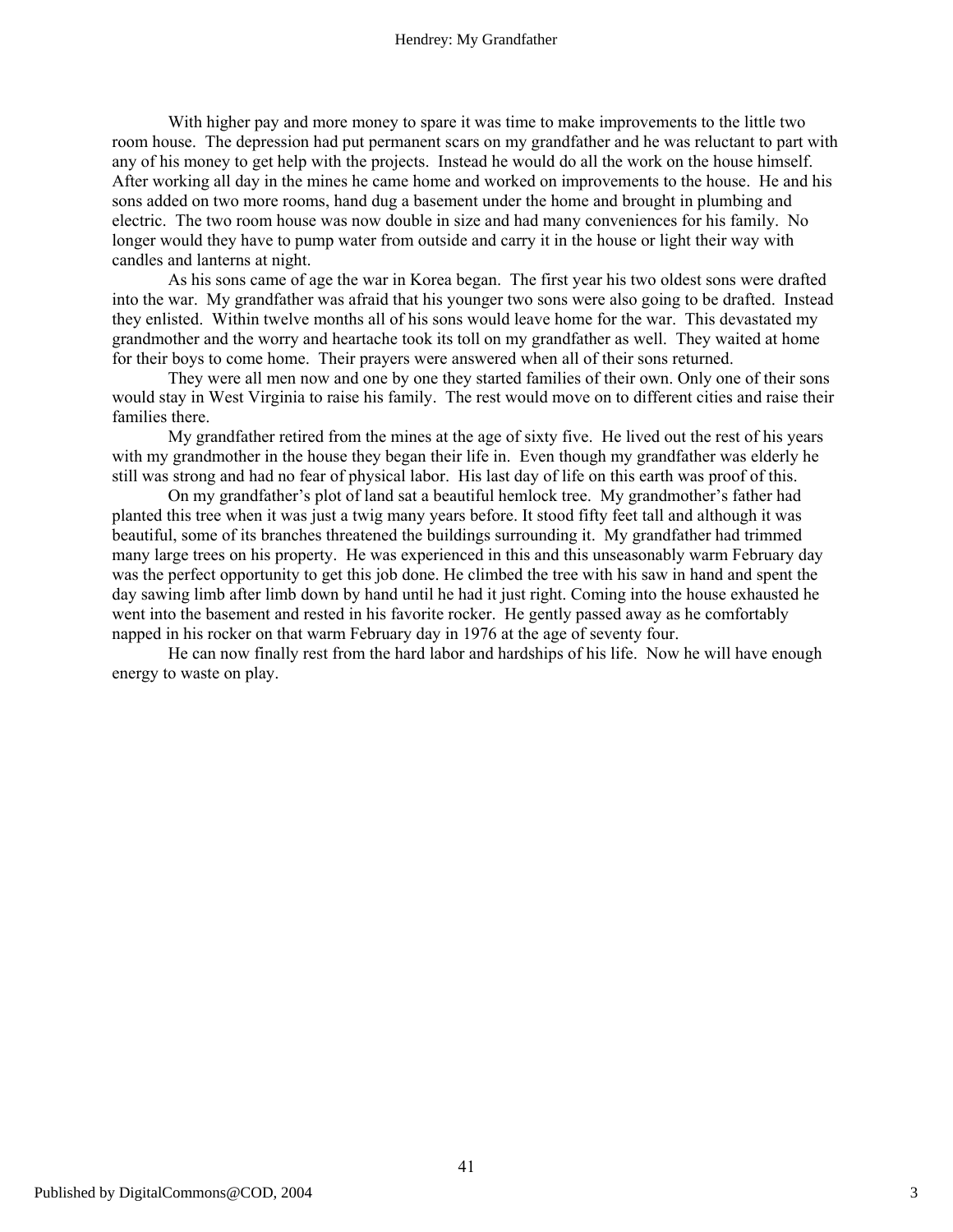With higher pay and more money to spare it was time to make improvements to the little two room house. The depression had put permanent scars on my grandfather and he was reluctant to part with any of his money to get help with the projects. Instead he would do all the work on the house himself. After working all day in the mines he came home and worked on improvements to the house. He and his sons added on two more rooms, hand dug a basement under the home and brought in plumbing and electric. The two room house was now double in size and had many conveniences for his family. No longer would they have to pump water from outside and carry it in the house or light their way with candles and lanterns at night.

As his sons came of age the war in Korea began. The first year his two oldest sons were drafted into the war. My grandfather was afraid that his younger two sons were also going to be drafted. Instead they enlisted. Within twelve months all of his sons would leave home for the war. This devastated my grandmother and the worry and heartache took its toll on my grandfather as well. They waited at home for their boys to come home. Their prayers were answered when all of their sons returned.

They were all men now and one by one they started families of their own. Only one of their sons would stay in West Virginia to raise his family. The rest would move on to different cities and raise their families there.

My grandfather retired from the mines at the age of sixty five. He lived out the rest of his years with my grandmother in the house they began their life in. Even though my grandfather was elderly he still was strong and had no fear of physical labor. His last day of life on this earth was proof of this.

On my grandfather's plot of land sat a beautiful hemlock tree. My grandmother's father had planted this tree when it was just a twig many years before. It stood fifty feet tall and although it was beautiful, some of its branches threatened the buildings surrounding it. My grandfather had trimmed many large trees on his property. He was experienced in this and this unseasonably warm February day was the perfect opportunity to get this job done. He climbed the tree with his saw in hand and spent the day sawing limb after limb down by hand until he had it just right. Coming into the house exhausted he went into the basement and rested in his favorite rocker. He gently passed away as he comfortably napped in his rocker on that warm February day in 1976 at the age of seventy four.

He can now finally rest from the hard labor and hardships of his life. Now he will have enough energy to waste on play.